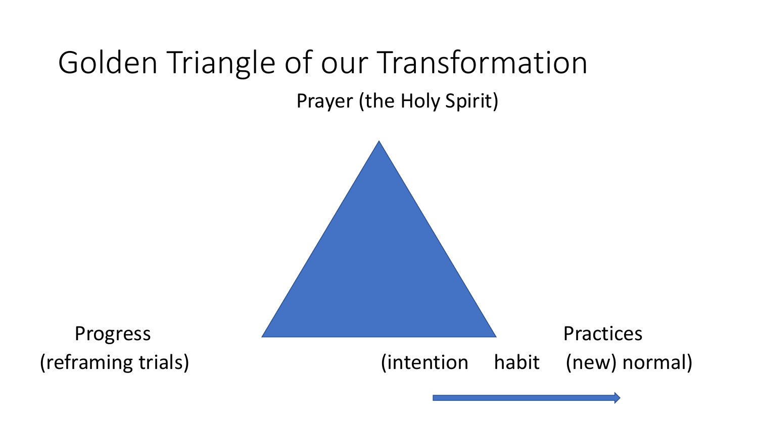# Golden Triangle of our Transformation

Prayer (the Holy Spirit)

Progress
(reframing trials)

Practices
(intention habit (new) normal)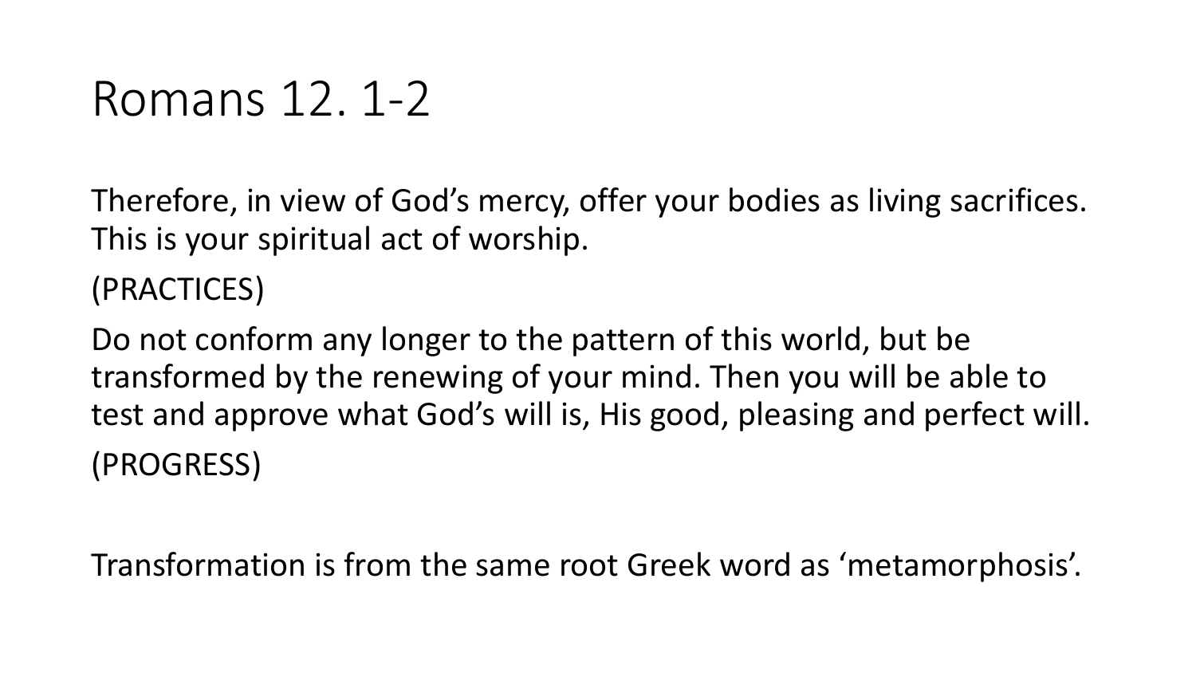# Romans 12. 1-2

Therefore, in view of God's mercy, offer your bodies as living sacrifices. This is your spiritual act of worship.

(PRACTICES)

Do not conform any longer to the pattern of this world, but be transformed by the renewing of your mind. Then you will be able to test and approve what God's will is, His good, pleasing and perfect will.

(PROGRESS)

Transformation is from the same root Greek word as 'metamorphosis'.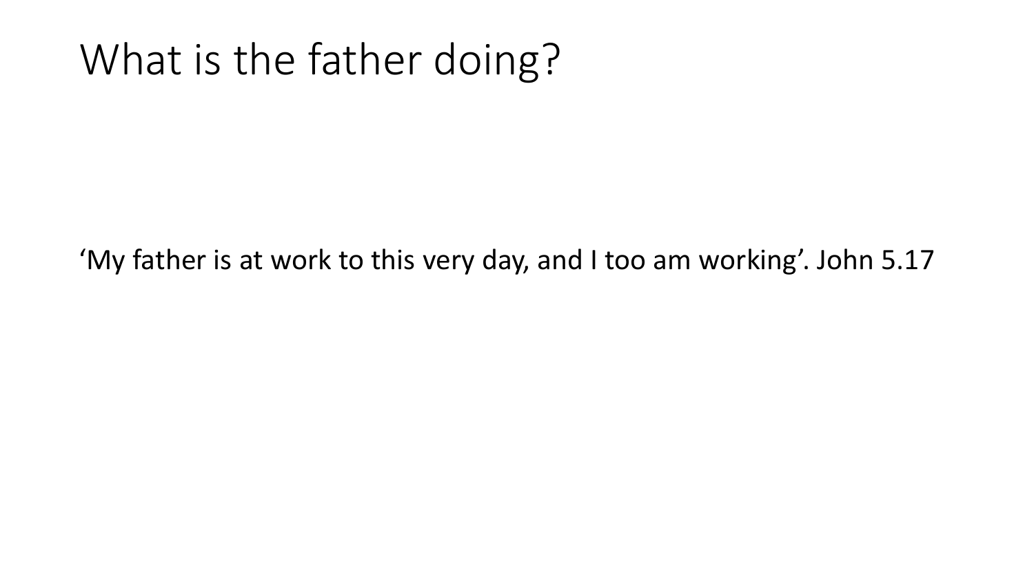# What is the father doing?

‘My father is at work to this very day, and I too am working’. John 5.17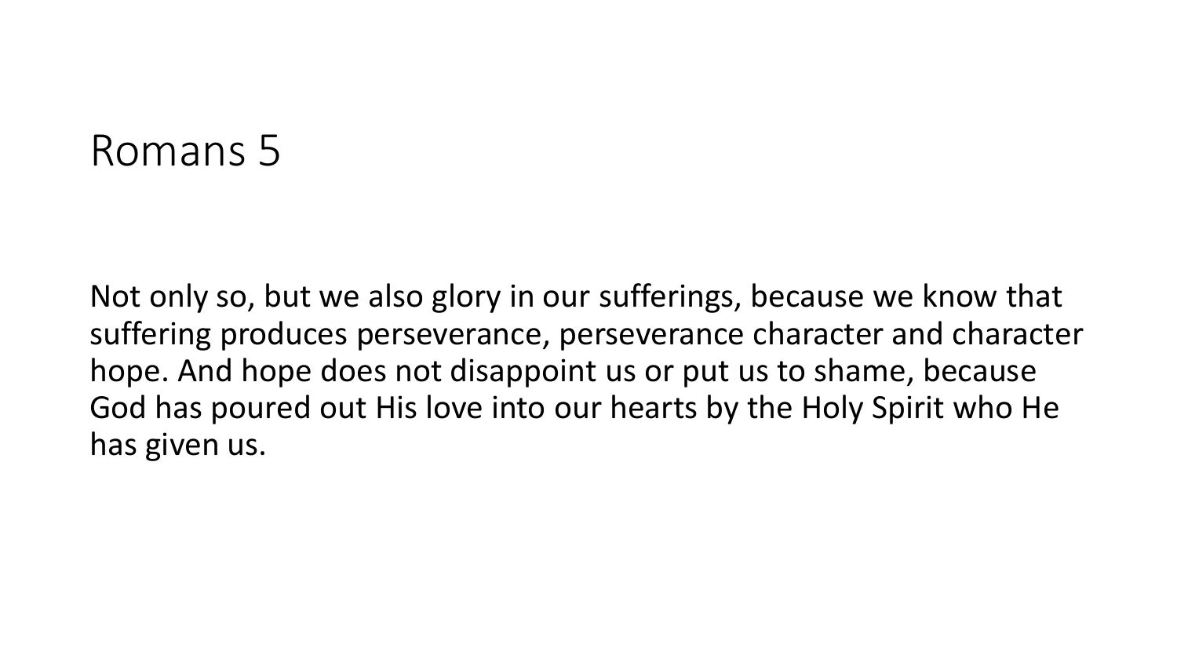# Romans 5

Not only so, but we also glory in our sufferings, because we know that suffering produces perseverance, perseverance character and character hope. And hope does not disappoint us or put us to shame, because God has poured out His love into our hearts by the Holy Spirit who He has given us.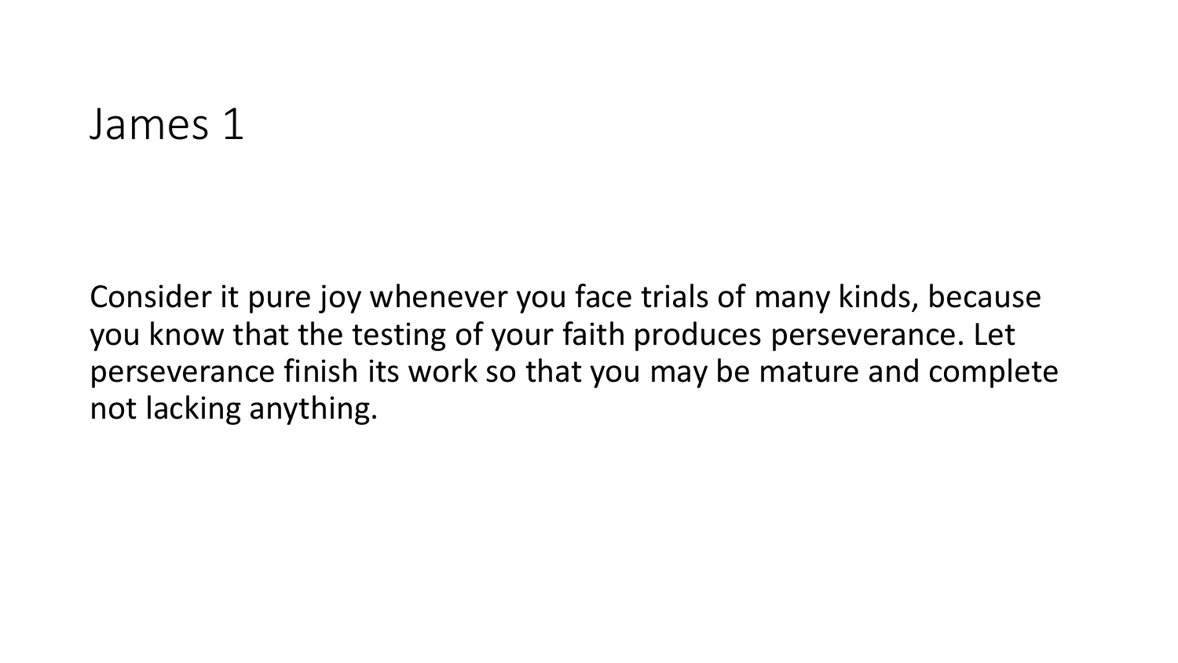# James 1

Consider it pure joy whenever you face trials of many kinds, because you know that the testing of your faith produces perseverance. Let perseverance finish its work so that you may be mature and complete not lacking anything.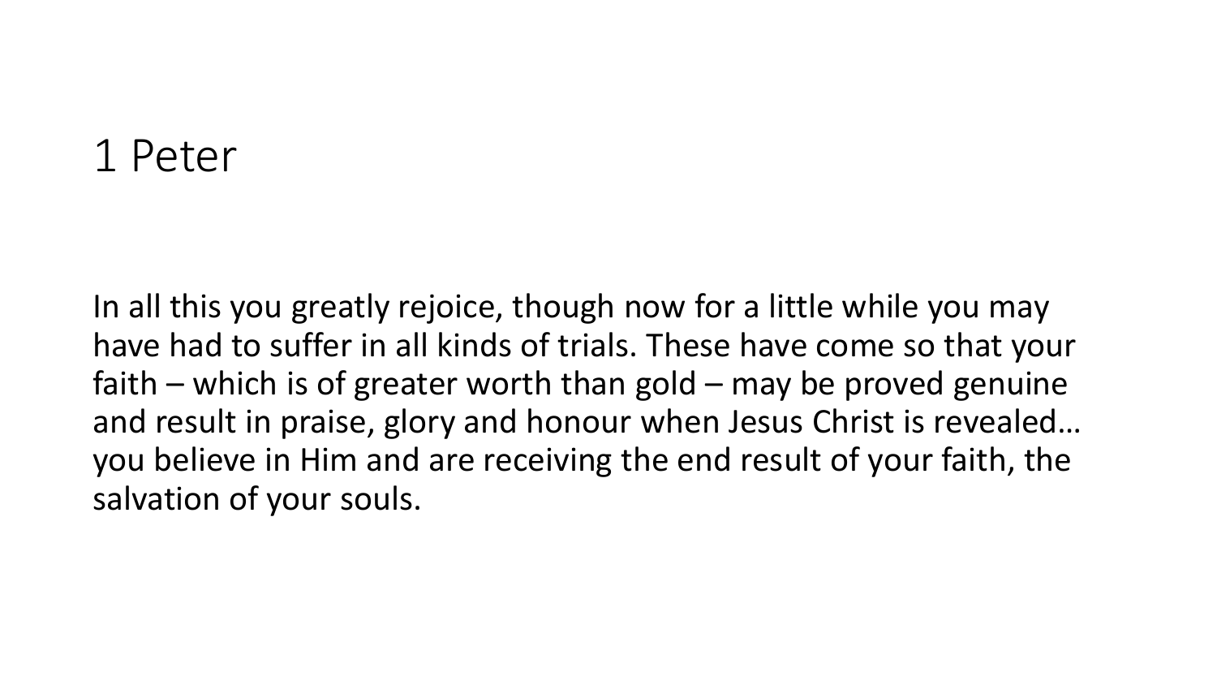# 1 Peter

In all this you greatly rejoice, though now for a little while you may have had to suffer in all kinds of trials. These have come so that your faith – which is of greater worth than gold – may be proved genuine and result in praise, glory and honour when Jesus Christ is revealed… you believe in Him and are receiving the end result of your faith, the salvation of your souls.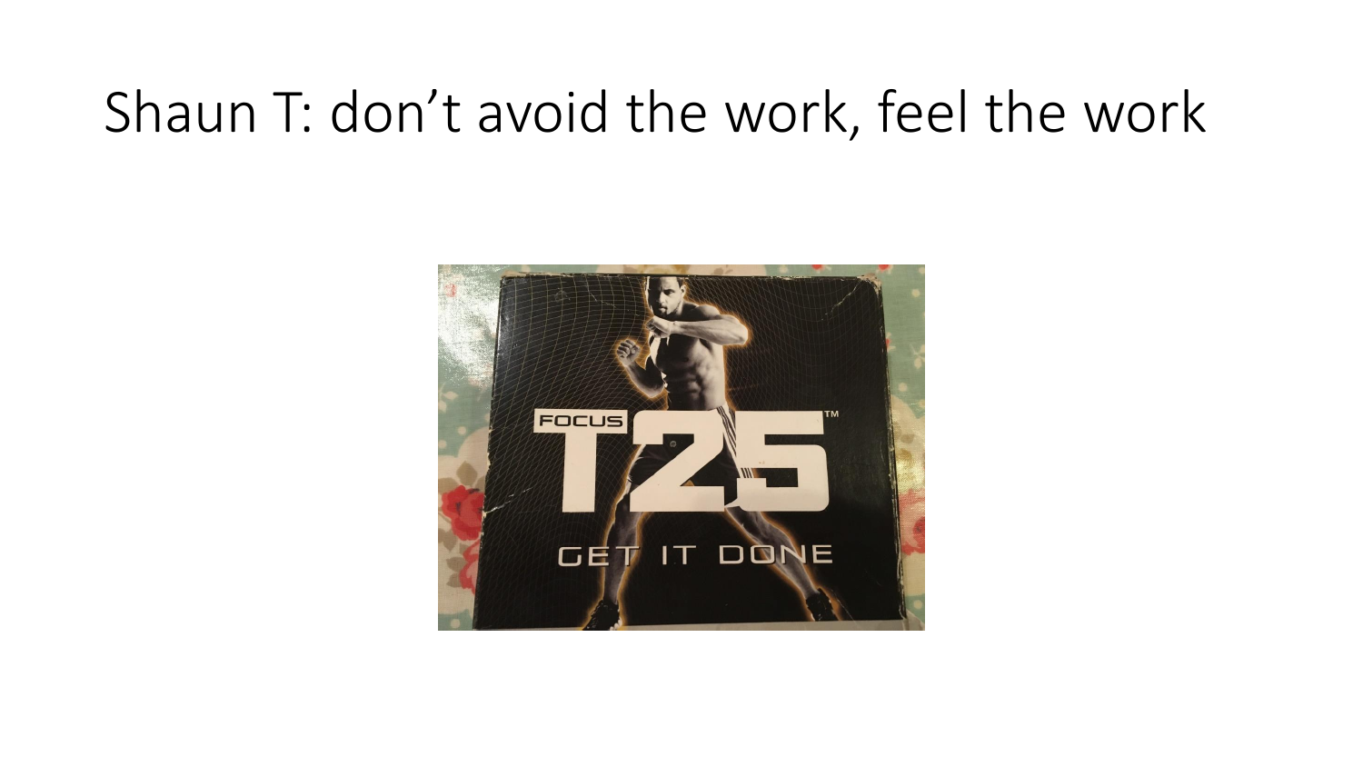# Shaun T: don't avoid the work, feel the work